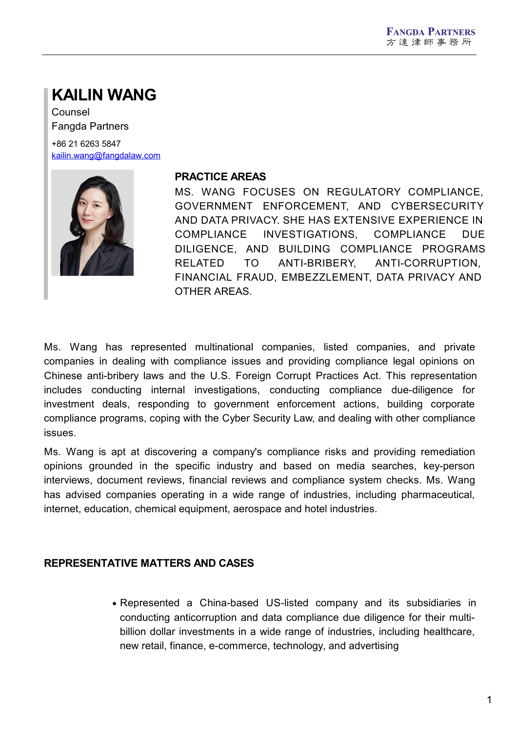# KAILIN WANG

Counsel
Fangda Partners

+86 21 6263 5847
kailin.wang@fangdalaw.com

## PRACTICE AREAS

MS. WANG FOCUSES ON REGULATORY COMPLIANCE, GOVERNMENT ENFORCEMENT, AND CYBERSECURITY AND DATA PRIVACY. SHE HAS EXTENSIVE EXPERIENCE IN COMPLIANCE INVESTIGATIONS, COMPLIANCE DUE DILIGENCE, AND BUILDING COMPLIANCE PROGRAMS RELATED TO ANTI-BRIBERY, ANTI-CORRUPTION, FINANCIAL FRAUD, EMBEZZLEMENT, DATA PRIVACY AND OTHER AREAS.

Ms. Wang has represented multinational companies, listed companies, and private companies in dealing with compliance issues and providing compliance legal opinions on Chinese anti-bribery laws and the U.S. Foreign Corrupt Practices Act. This representation includes conducting internal investigations, conducting compliance due-diligence for investment deals, responding to government enforcement actions, building corporate compliance programs, coping with the Cyber Security Law, and dealing with other compliance issues.

Ms. Wang is apt at discovering a company's compliance risks and providing remediation opinions grounded in the specific industry and based on media searches, key-person interviews, document reviews, financial reviews and compliance system checks. Ms. Wang has advised companies operating in a wide range of industries, including pharmaceutical, internet, education, chemical equipment, aerospace and hotel industries.

## REPRESENTATIVE MATTERS AND CASES

- Represented a China-based US-listed company and its subsidiaries in conducting anticorruption and data compliance due diligence for their multi-billion dollar investments in a wide range of industries, including healthcare, new retail, finance, e-commerce, technology, and advertising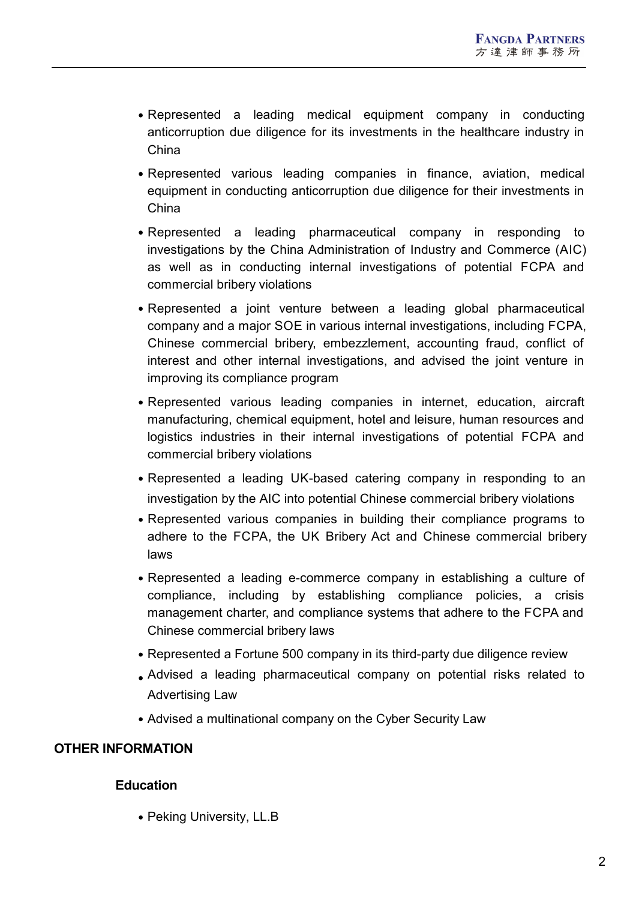- Represented a leading medical equipment company in conducting anticorruption due diligence for its investments in the healthcare industry in China
- Represented various leading companies in finance, aviation, medical equipment in conducting anticorruption due diligence for their investments in China
- Represented a leading pharmaceutical company in responding to investigations by the China Administration of Industry and Commerce (AIC) as well as in conducting internal investigations of potential FCPA and commercial bribery violations
- Represented a joint venture between a leading global pharmaceutical company and a major SOE in various internal investigations, including FCPA, Chinese commercial bribery, embezzlement, accounting fraud, conflict of interest and other internal investigations, and advised the joint venture in improving its compliance program
- Represented various leading companies in internet, education, aircraft manufacturing, chemical equipment, hotel and leisure, human resources and logistics industries in their internal investigations of potential FCPA and commercial bribery violations
- Represented a leading UK-based catering company in responding to an investigation by the AIC into potential Chinese commercial bribery violations
- Represented various companies in building their compliance programs to adhere to the FCPA, the UK Bribery Act and Chinese commercial bribery laws
- Represented a leading e-commerce company in establishing a culture of compliance, including by establishing compliance policies, a crisis management charter, and compliance systems that adhere to the FCPA and Chinese commercial bribery laws
- Represented a Fortune 500 company in its third-party due diligence review
- Advised a leading pharmaceutical company on potential risks related to Advertising Law
- Advised a multinational company on the Cyber Security Law

## OTHER INFORMATION

### Education

- Peking University, LL.B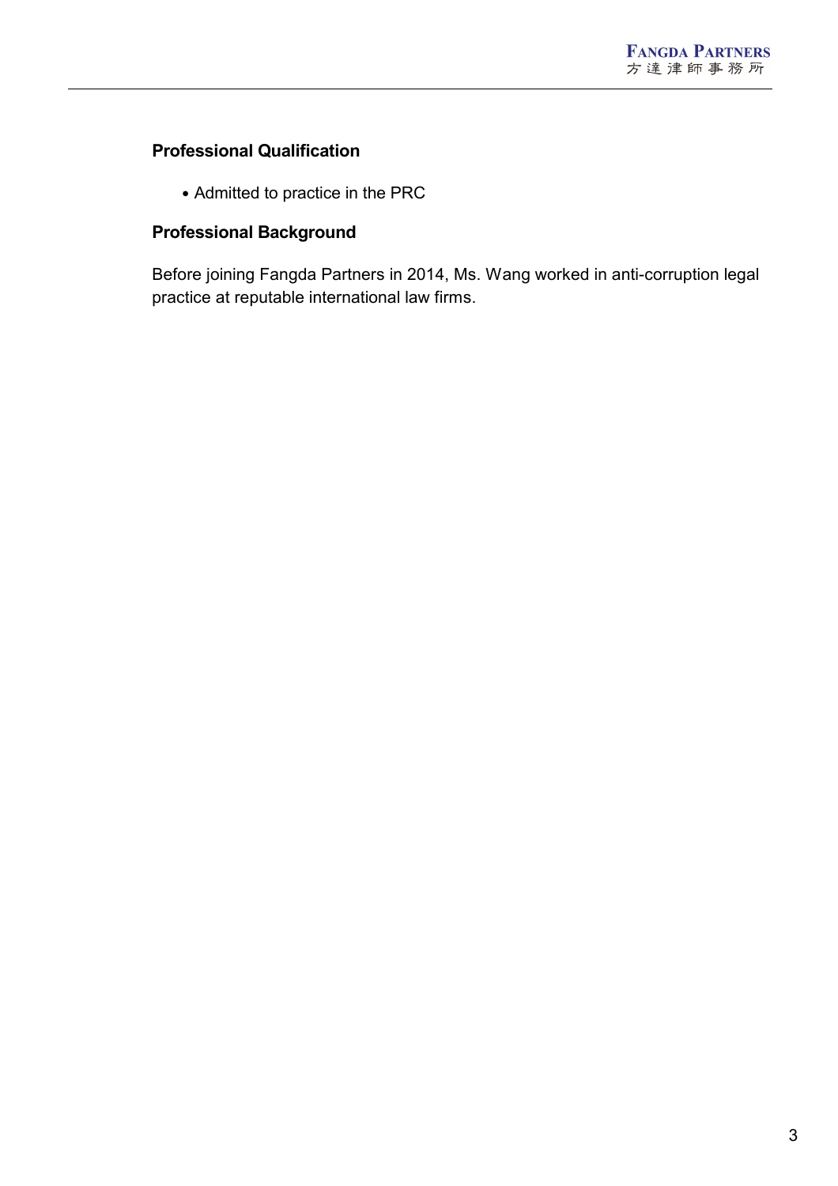### Professional Qualification

- Admitted to practice in the PRC

### Professional Background

Before joining Fangda Partners in 2014, Ms. Wang worked in anti-corruption legal practice at reputable international law firms.